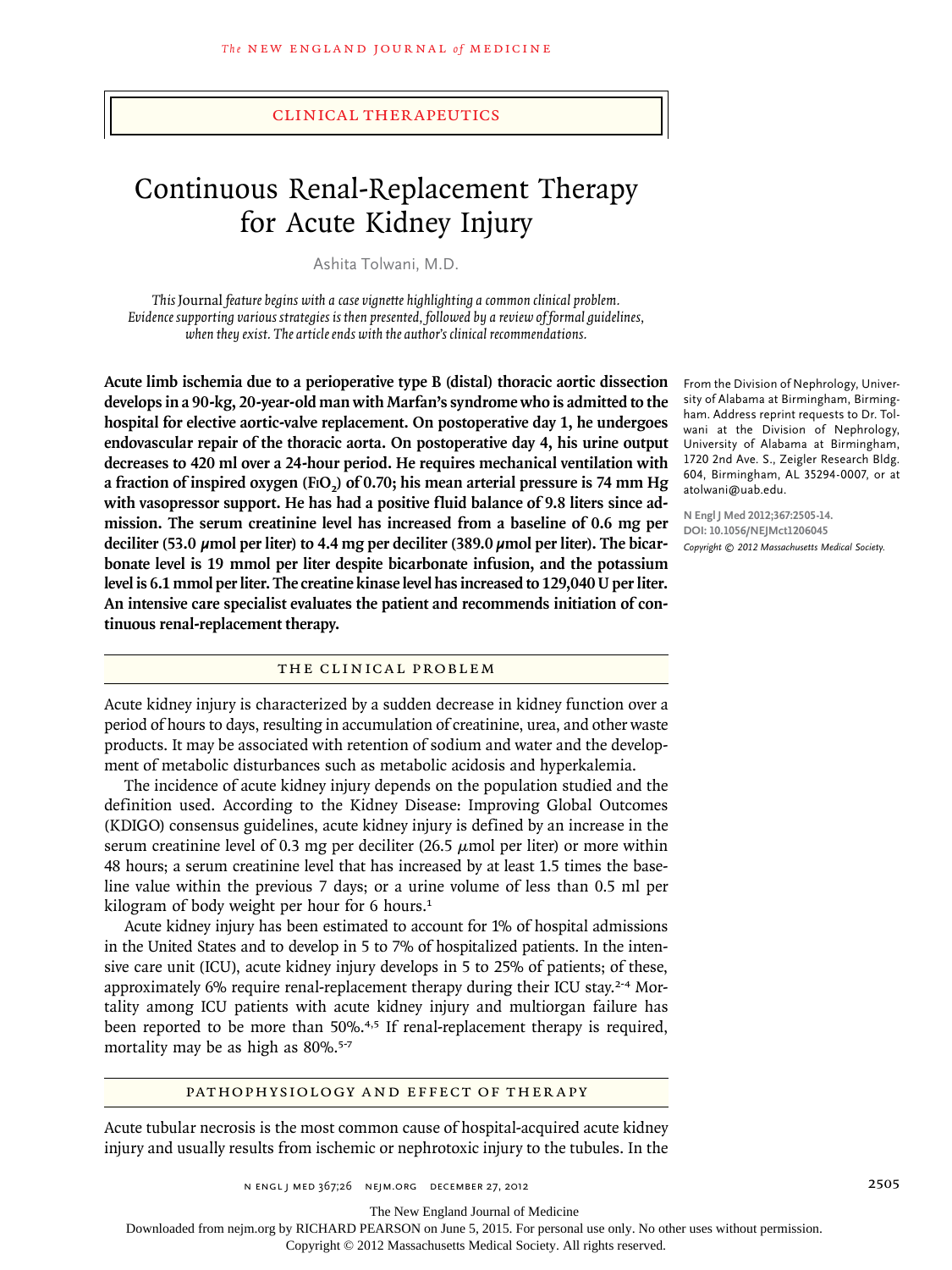CLINICAL THERAPEUTICS

# Continuous Renal-Replacement Therapy for Acute Kidney Injury

Ashita Tolwani, M.D.

*This* Journal *feature begins with a case vignette highlighting a common clinical problem. Evidence supporting various strategies is then presented, followed by a review of formal guidelines, when they exist. The article ends with the author's clinical recommendations.*

**Acute limb ischemia due to a perioperative type B (distal) thoracic aortic dissection develops in a 90-kg, 20-year-old man with Marfan's syndrome who is admitted to the hospital for elective aortic-valve replacement. On postoperative day 1, he undergoes endovascular repair of the thoracic aorta. On postoperative day 4, his urine output decreases to 420 ml over a 24-hour period. He requires mechanical ventilation with a fraction of inspired oxygen ($FIO_2$) of 0.70; his mean arterial pressure is 74 mm Hg with vasopressor support. He has had a positive fluid balance of 9.8 liters since admission. The serum creatinine level has increased from a baseline of 0.6 mg per deciliter (53.0 μmol per liter) to 4.4 mg per deciliter (389.0 μmol per liter). The bicarbonate level is 19 mmol per liter despite bicarbonate infusion, and the potassium level is 6.1 mmol per liter. The creatine kinase level has increased to 129,040 U per liter. An intensive care specialist evaluates the patient and recommends initiation of continuous renal-replacement therapy.**

From the Division of Nephrology, University of Alabama at Birmingham, Birmingham. Address reprint requests to Dr. Tolwani at the Division of Nephrology, University of Alabama at Birmingham, 1720 2nd Ave. S., Zeigler Research Bldg. 604, Birmingham, AL 35294-0007, or at atolwani@uab.edu.

N Engl J Med 2012;367:2505-14.
DOI: 10.1056/NEJMct1206045
*Copyright © 2012 Massachusetts Medical Society.*

## THE CLINICAL PROBLEM

Acute kidney injury is characterized by a sudden decrease in kidney function over a period of hours to days, resulting in accumulation of creatinine, urea, and other waste products. It may be associated with retention of sodium and water and the development of metabolic disturbances such as metabolic acidosis and hyperkalemia.

The incidence of acute kidney injury depends on the population studied and the definition used. According to the Kidney Disease: Improving Global Outcomes (KDIGO) consensus guidelines, acute kidney injury is defined by an increase in the serum creatinine level of 0.3 mg per deciliter (26.5 μmol per liter) or more within 48 hours; a serum creatinine level that has increased by at least 1.5 times the baseline value within the previous 7 days; or a urine volume of less than 0.5 ml per kilogram of body weight per hour for 6 hours.[1]

Acute kidney injury has been estimated to account for 1% of hospital admissions in the United States and to develop in 5 to 7% of hospitalized patients. In the intensive care unit (ICU), acute kidney injury develops in 5 to 25% of patients; of these, approximately 6% require renal-replacement therapy during their ICU stay.[2-4] Mortality among ICU patients with acute kidney injury and multiorgan failure has been reported to be more than 50%.[4,5] If renal-replacement therapy is required, mortality may be as high as 80%.[5-7]

## PATHOPHYSIOLOGY AND EFFECT OF THERAPY

Acute tubular necrosis is the most common cause of hospital-acquired acute kidney injury and usually results from ischemic or nephrotoxic injury to the tubules. In the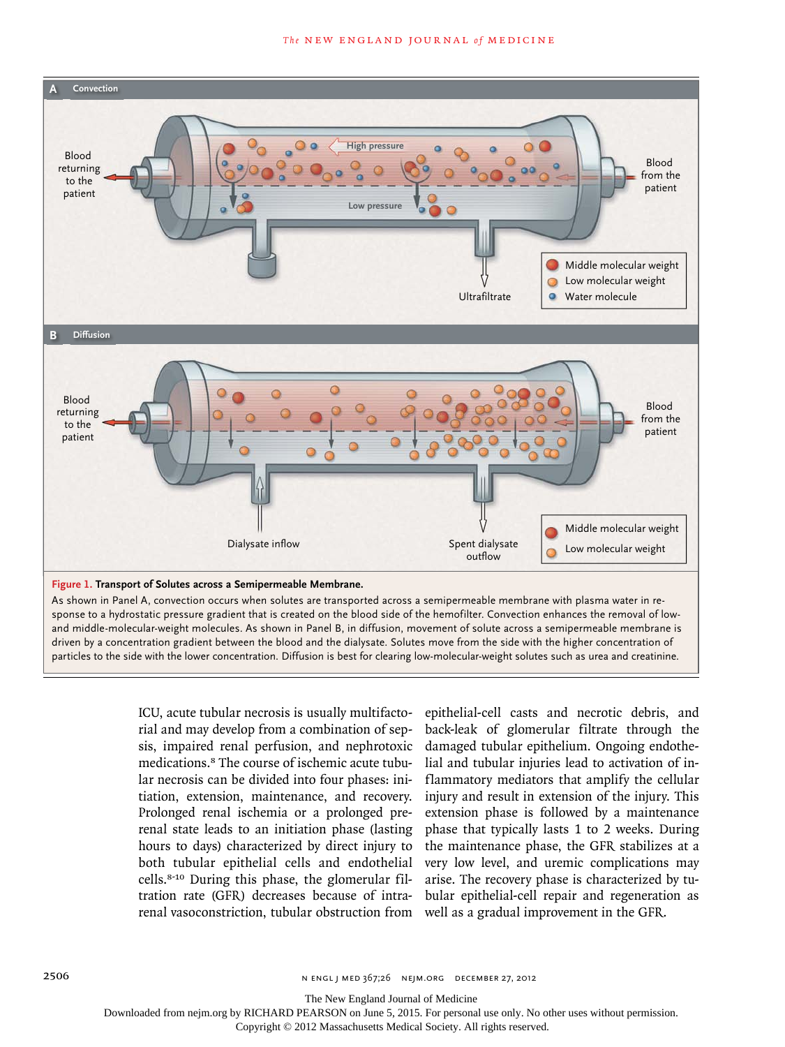**Figure 1. Transport of Solutes across a Semipermeable Membrane.**

As shown in Panel A, convection occurs when solutes are transported across a semipermeable membrane with plasma water in response to a hydrostatic pressure gradient that is created on the blood side of the hemofilter. Convection enhances the removal of low- and middle-molecular-weight molecules. As shown in Panel B, in diffusion, movement of solute across a semipermeable membrane is driven by a concentration gradient between the blood and the dialysate. Solutes move from the side with the higher concentration of particles to the side with the lower concentration. Diffusion is best for clearing low-molecular-weight solutes such as urea and creatinine.

ICU, acute tubular necrosis is usually multifactorial and may develop from a combination of sepsis, impaired renal perfusion, and nephrotoxic medications.[8] The course of ischemic acute tubular necrosis can be divided into four phases: initiation, extension, maintenance, and recovery. Prolonged renal ischemia or a prolonged prerenal state leads to an initiation phase (lasting hours to days) characterized by direct injury to both tubular epithelial cells and endothelial cells.[8-10] During this phase, the glomerular filtration rate (GFR) decreases because of intrarenal vasoconstriction, tubular obstruction from epithelial-cell casts and necrotic debris, and back-leak of glomerular filtrate through the damaged tubular epithelium. Ongoing endothelial and tubular injuries lead to activation of inflammatory mediators that amplify the cellular injury and result in extension of the injury. This extension phase is followed by a maintenance phase that typically lasts 1 to 2 weeks. During the maintenance phase, the GFR stabilizes at a very low level, and uremic complications may arise. The recovery phase is characterized by tubular epithelial-cell repair and regeneration as well as a gradual improvement in the GFR.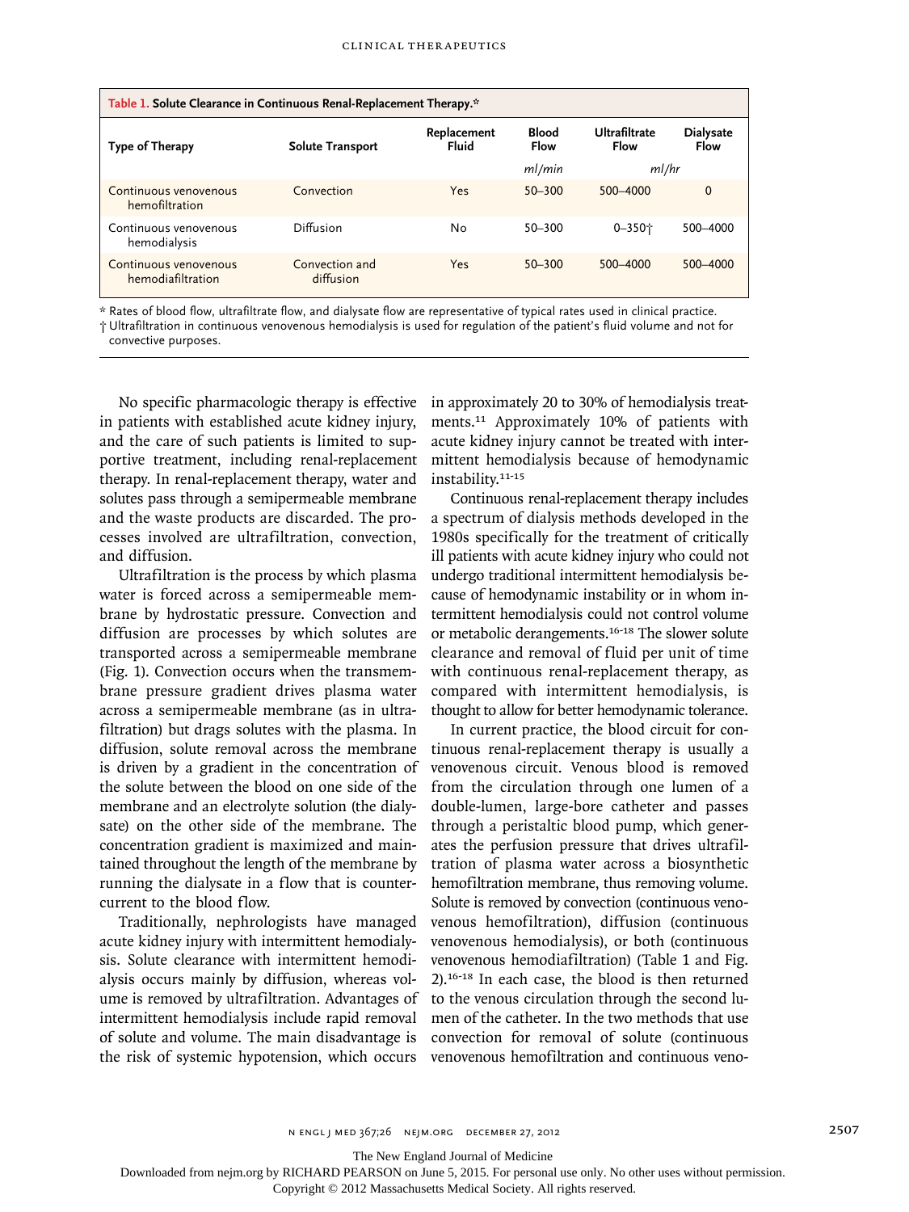**Table 1. Solute Clearance in Continuous Renal-Replacement Therapy.***

| Type of Therapy | Solute Transport | Replacement Fluid | Blood Flow | Ultrafiltrate Flow | Dialysate Flow |
|---|---|---|---|---|---|
| | | | *ml/min* | *ml/hr* | |
| Continuous venovenous hemofiltration | Convection | Yes | 50–300 | 500–4000 | 0 |
| Continuous venovenous hemodialysis | Diffusion | No | 50–300 | 0–350† | 500–4000 |
| Continuous venovenous hemodiafiltration | Convection and diffusion | Yes | 50–300 | 500–4000 | 500–4000 |

\* Rates of blood flow, ultrafiltrate flow, and dialysate flow are representative of typical rates used in clinical practice.
† Ultrafiltration in continuous venovenous hemodialysis is used for regulation of the patient's fluid volume and not for convective purposes.

No specific pharmacologic therapy is effective in patients with established acute kidney injury, and the care of such patients is limited to supportive treatment, including renal-replacement therapy. In renal-replacement therapy, water and solutes pass through a semipermeable membrane and the waste products are discarded. The processes involved are ultrafiltration, convection, and diffusion.

Ultrafiltration is the process by which plasma water is forced across a semipermeable membrane by hydrostatic pressure. Convection and diffusion are processes by which solutes are transported across a semipermeable membrane (Fig. 1). Convection occurs when the transmembrane pressure gradient drives plasma water across a semipermeable membrane (as in ultrafiltration) but drags solutes with the plasma. In diffusion, solute removal across the membrane is driven by a gradient in the concentration of the solute between the blood on one side of the membrane and an electrolyte solution (the dialysate) on the other side of the membrane. The concentration gradient is maximized and maintained throughout the length of the membrane by running the dialysate in a flow that is countercurrent to the blood flow.

Traditionally, nephrologists have managed acute kidney injury with intermittent hemodialysis. Solute clearance with intermittent hemodialysis occurs mainly by diffusion, whereas volume is removed by ultrafiltration. Advantages of intermittent hemodialysis include rapid removal of solute and volume. The main disadvantage is the risk of systemic hypotension, which occurs in approximately 20 to 30% of hemodialysis treatments.[11] Approximately 10% of patients with acute kidney injury cannot be treated with intermittent hemodialysis because of hemodynamic instability.[11-15]

Continuous renal-replacement therapy includes a spectrum of dialysis methods developed in the 1980s specifically for the treatment of critically ill patients with acute kidney injury who could not undergo traditional intermittent hemodialysis because of hemodynamic instability or in whom intermittent hemodialysis could not control volume or metabolic derangements.[16-18] The slower solute clearance and removal of fluid per unit of time with continuous renal-replacement therapy, as compared with intermittent hemodialysis, is thought to allow for better hemodynamic tolerance.

In current practice, the blood circuit for continuous renal-replacement therapy is usually a venovenous circuit. Venous blood is removed from the circulation through one lumen of a double-lumen, large-bore catheter and passes through a peristaltic blood pump, which generates the perfusion pressure that drives ultrafiltration of plasma water across a biosynthetic hemofiltration membrane, thus removing volume. Solute is removed by convection (continuous venovenous hemofiltration), diffusion (continuous venovenous hemodialysis), or both (continuous venovenous hemodiafiltration) (Table 1 and Fig. 2).[16-18] In each case, the blood is then returned to the venous circulation through the second lumen of the catheter. In the two methods that use convection for removal of solute (continuous venovenous hemofiltration and continuous veno-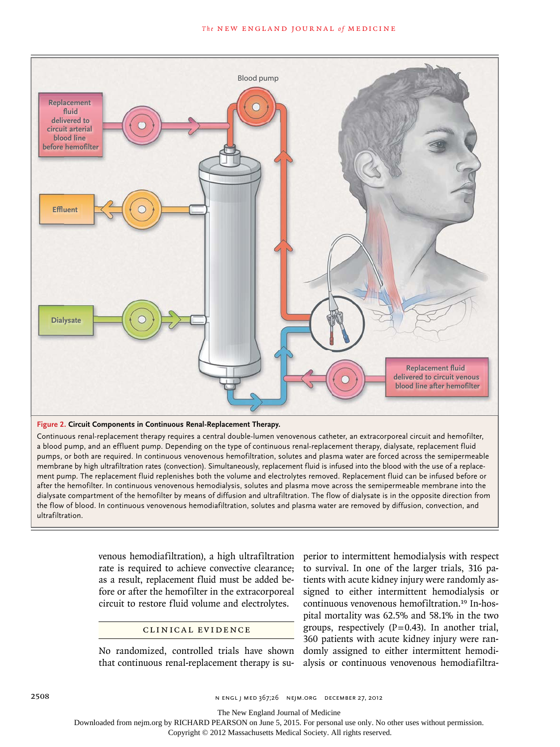**Figure 2. Circuit Components in Continuous Renal-Replacement Therapy.**

Continuous renal-replacement therapy requires a central double-lumen venovenous catheter, an extracorporeal circuit and hemofilter, a blood pump, and an effluent pump. Depending on the type of continuous renal-replacement therapy, dialysate, replacement fluid pumps, or both are required. In continuous venovenous hemofiltration, solutes and plasma water are forced across the semipermeable membrane by high ultrafiltration rates (convection). Simultaneously, replacement fluid is infused into the blood with the use of a replacement pump. The replacement fluid replenishes both the volume and electrolytes removed. Replacement fluid can be infused before or after the hemofilter. In continuous venovenous hemodialysis, solutes and plasma move across the semipermeable membrane into the dialysate compartment of the hemofilter by means of diffusion and ultrafiltration. The flow of dialysate is in the opposite direction from the flow of blood. In continuous venovenous hemodiafiltration, solutes and plasma water are removed by diffusion, convection, and ultrafiltration.

venous hemodiafiltration), a high ultrafiltration rate is required to achieve convective clearance; as a result, replacement fluid must be added before or after the hemofilter in the extracorporeal circuit to restore fluid volume and electrolytes.

## CLINICAL EVIDENCE

No randomized, controlled trials have shown that continuous renal-replacement therapy is superior to intermittent hemodialysis with respect to survival. In one of the larger trials, 316 patients with acute kidney injury were randomly assigned to either intermittent hemodialysis or continuous venovenous hemofiltration.[19] In-hospital mortality was 62.5% and 58.1% in the two groups, respectively ($P=0.43$). In another trial, 360 patients with acute kidney injury were randomly assigned to either intermittent hemodialysis or continuous venovenous hemodiafiltra-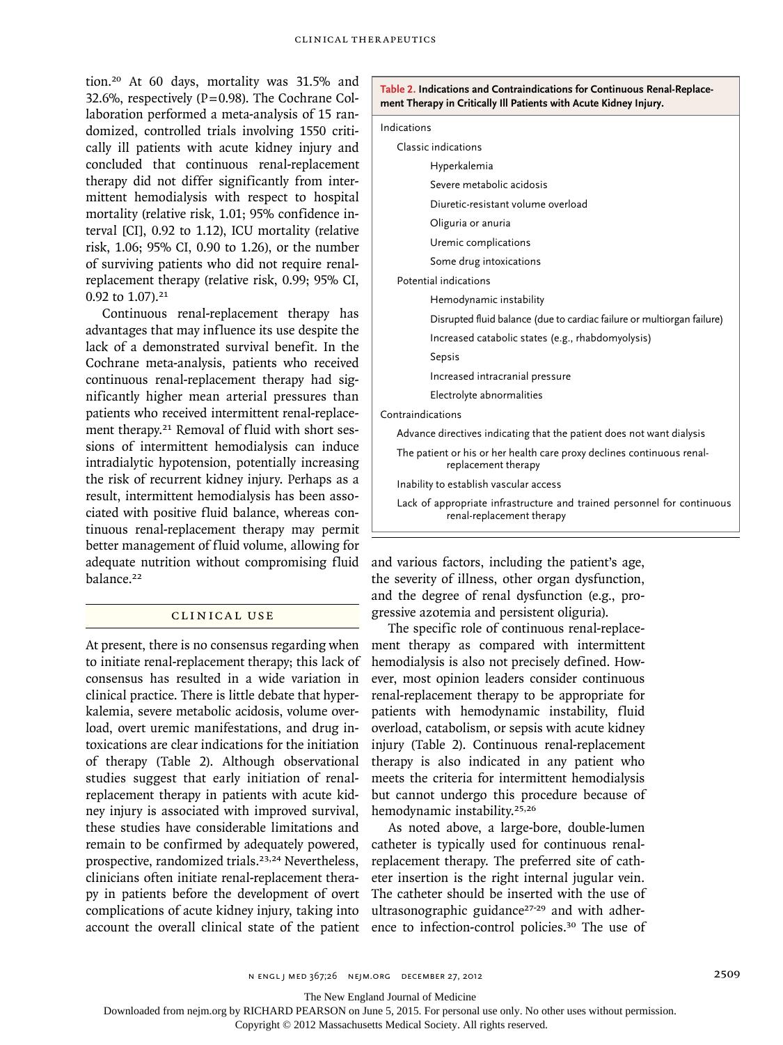tion.[20] At 60 days, mortality was 31.5% and 32.6%, respectively (P=0.98). The Cochrane Collaboration performed a meta-analysis of 15 randomized, controlled trials involving 1550 critically ill patients with acute kidney injury and concluded that continuous renal-replacement therapy did not differ significantly from intermittent hemodialysis with respect to hospital mortality (relative risk, 1.01; 95% confidence interval [CI], 0.92 to 1.12), ICU mortality (relative risk, 1.06; 95% CI, 0.90 to 1.26), or the number of surviving patients who did not require renal-replacement therapy (relative risk, 0.99; 95% CI, 0.92 to 1.07).[21]

Continuous renal-replacement therapy has advantages that may influence its use despite the lack of a demonstrated survival benefit. In the Cochrane meta-analysis, patients who received continuous renal-replacement therapy had significantly higher mean arterial pressures than patients who received intermittent renal-replacement therapy.[21] Removal of fluid with short sessions of intermittent hemodialysis can induce intradialytic hypotension, potentially increasing the risk of recurrent kidney injury. Perhaps as a result, intermittent hemodialysis has been associated with positive fluid balance, whereas continuous renal-replacement therapy may permit better management of fluid volume, allowing for adequate nutrition without compromising fluid balance.[22]

## CLINICAL USE

At present, there is no consensus regarding when to initiate renal-replacement therapy; this lack of consensus has resulted in a wide variation in clinical practice. There is little debate that hyperkalemia, severe metabolic acidosis, volume overload, overt uremic manifestations, and drug intoxications are clear indications for the initiation of therapy (Table 2). Although observational studies suggest that early initiation of renal-replacement therapy in patients with acute kidney injury is associated with improved survival, these studies have considerable limitations and remain to be confirmed by adequately powered, prospective, randomized trials.[23,24] Nevertheless, clinicians often initiate renal-replacement therapy in patients before the development of overt complications of acute kidney injury, taking into account the overall clinical state of the patient and various factors, including the patient's age, the severity of illness, other organ dysfunction, and the degree of renal dysfunction (e.g., progressive azotemia and persistent oliguria).

**Table 2. Indications and Contraindications for Continuous Renal-Replacement Therapy in Critically Ill Patients with Acute Kidney Injury.**

- Indications
  - Classic indications
    - Hyperkalemia
    - Severe metabolic acidosis
    - Diuretic-resistant volume overload
    - Oliguria or anuria
    - Uremic complications
    - Some drug intoxications
  - Potential indications
    - Hemodynamic instability
    - Disrupted fluid balance (due to cardiac failure or multiorgan failure)
    - Increased catabolic states (e.g., rhabdomyolysis)
    - Sepsis
    - Increased intracranial pressure
    - Electrolyte abnormalities
- Contraindications
  - Advance directives indicating that the patient does not want dialysis
  - The patient or his or her health care proxy declines continuous renal-replacement therapy
  - Inability to establish vascular access
  - Lack of appropriate infrastructure and trained personnel for continuous renal-replacement therapy

The specific role of continuous renal-replacement therapy as compared with intermittent hemodialysis is also not precisely defined. However, most opinion leaders consider continuous renal-replacement therapy to be appropriate for patients with hemodynamic instability, fluid overload, catabolism, or sepsis with acute kidney injury (Table 2). Continuous renal-replacement therapy is also indicated in any patient who meets the criteria for intermittent hemodialysis but cannot undergo this procedure because of hemodynamic instability.[25,26]

As noted above, a large-bore, double-lumen catheter is typically used for continuous renal-replacement therapy. The preferred site of catheter insertion is the right internal jugular vein. The catheter should be inserted with the use of ultrasonographic guidance[27-29] and with adherence to infection-control policies.[30] The use of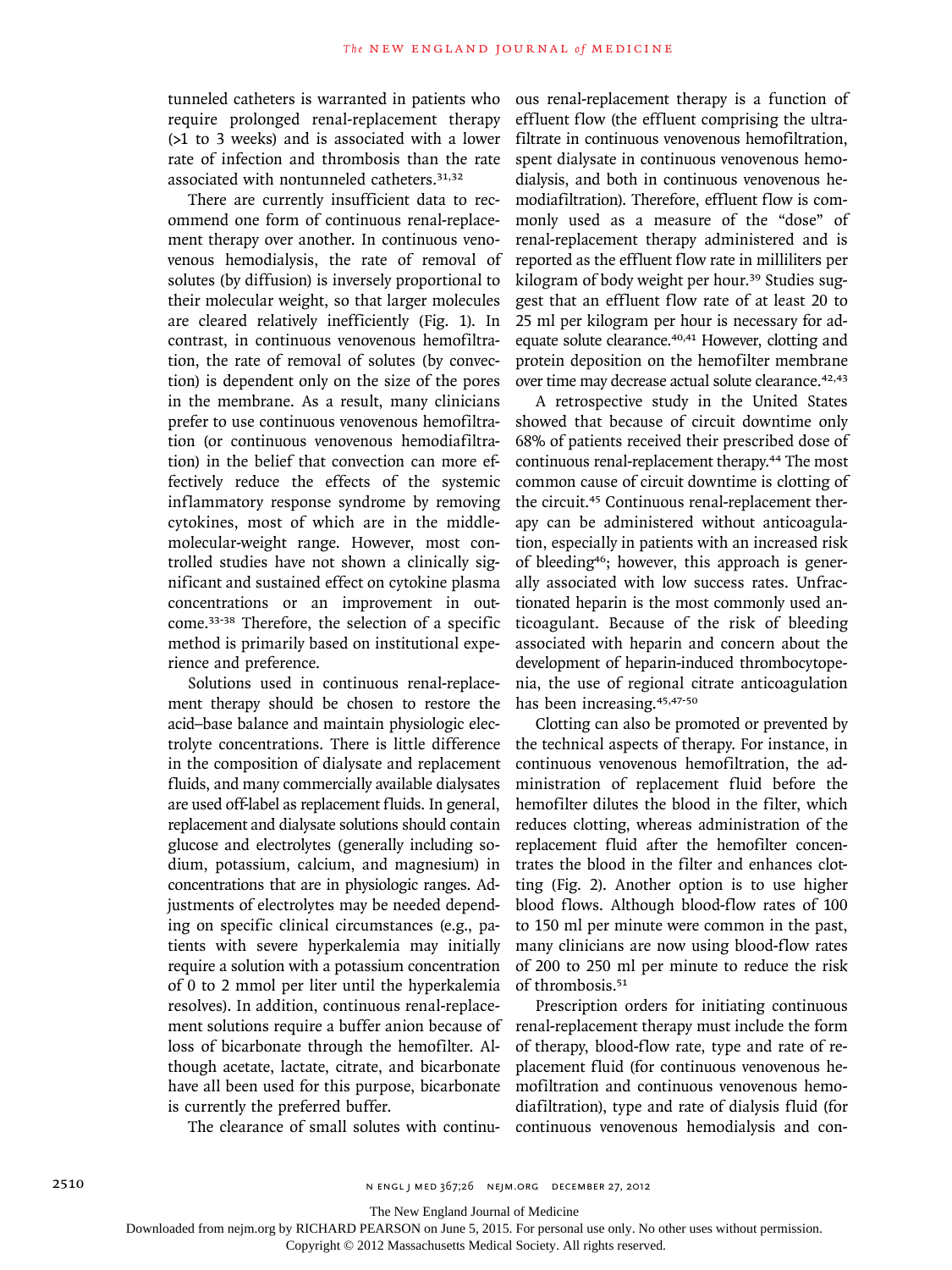tunneled catheters is warranted in patients who require prolonged renal-replacement therapy (>1 to 3 weeks) and is associated with a lower rate of infection and thrombosis than the rate associated with nontunneled catheters.[31,32]

There are currently insufficient data to recommend one form of continuous renal-replacement therapy over another. In continuous venovenous hemodialysis, the rate of removal of solutes (by diffusion) is inversely proportional to their molecular weight, so that larger molecules are cleared relatively inefficiently (Fig. 1). In contrast, in continuous venovenous hemofiltration, the rate of removal of solutes (by convection) is dependent only on the size of the pores in the membrane. As a result, many clinicians prefer to use continuous venovenous hemofiltration (or continuous venovenous hemodiafiltration) in the belief that convection can more effectively reduce the effects of the systemic inflammatory response syndrome by removing cytokines, most of which are in the middle-molecular-weight range. However, most controlled studies have not shown a clinically significant and sustained effect on cytokine plasma concentrations or an improvement in outcome.[33-38] Therefore, the selection of a specific method is primarily based on institutional experience and preference.

Solutions used in continuous renal-replacement therapy should be chosen to restore the acid–base balance and maintain physiologic electrolyte concentrations. There is little difference in the composition of dialysate and replacement fluids, and many commercially available dialysates are used off-label as replacement fluids. In general, replacement and dialysate solutions should contain glucose and electrolytes (generally including sodium, potassium, calcium, and magnesium) in concentrations that are in physiologic ranges. Adjustments of electrolytes may be needed depending on specific clinical circumstances (e.g., patients with severe hyperkalemia may initially require a solution with a potassium concentration of 0 to 2 mmol per liter until the hyperkalemia resolves). In addition, continuous renal-replacement solutions require a buffer anion because of loss of bicarbonate through the hemofilter. Although acetate, lactate, citrate, and bicarbonate have all been used for this purpose, bicarbonate is currently the preferred buffer.

The clearance of small solutes with continuous renal-replacement therapy is a function of effluent flow (the effluent comprising the ultrafiltrate in continuous venovenous hemofiltration, spent dialysate in continuous venovenous hemodialysis, and both in continuous venovenous hemodiafiltration). Therefore, effluent flow is commonly used as a measure of the "dose" of renal-replacement therapy administered and is reported as the effluent flow rate in milliliters per kilogram of body weight per hour.[39] Studies suggest that an effluent flow rate of at least 20 to 25 ml per kilogram per hour is necessary for adequate solute clearance.[40,41] However, clotting and protein deposition on the hemofilter membrane over time may decrease actual solute clearance.[42,43]

A retrospective study in the United States showed that because of circuit downtime only 68% of patients received their prescribed dose of continuous renal-replacement therapy.[44] The most common cause of circuit downtime is clotting of the circuit.[45] Continuous renal-replacement therapy can be administered without anticoagulation, especially in patients with an increased risk of bleeding[46]; however, this approach is generally associated with low success rates. Unfractionated heparin is the most commonly used anticoagulant. Because of the risk of bleeding associated with heparin and concern about the development of heparin-induced thrombocytopenia, the use of regional citrate anticoagulation has been increasing.[45,47-50]

Clotting can also be promoted or prevented by the technical aspects of therapy. For instance, in continuous venovenous hemofiltration, the administration of replacement fluid before the hemofilter dilutes the blood in the filter, which reduces clotting, whereas administration of the replacement fluid after the hemofilter concentrates the blood in the filter and enhances clotting (Fig. 2). Another option is to use higher blood flows. Although blood-flow rates of 100 to 150 ml per minute were common in the past, many clinicians are now using blood-flow rates of 200 to 250 ml per minute to reduce the risk of thrombosis.[51]

Prescription orders for initiating continuous renal-replacement therapy must include the form of therapy, blood-flow rate, type and rate of replacement fluid (for continuous venovenous hemofiltration and continuous venovenous hemodiafiltration), type and rate of dialysis fluid (for continuous venovenous hemodialysis and con-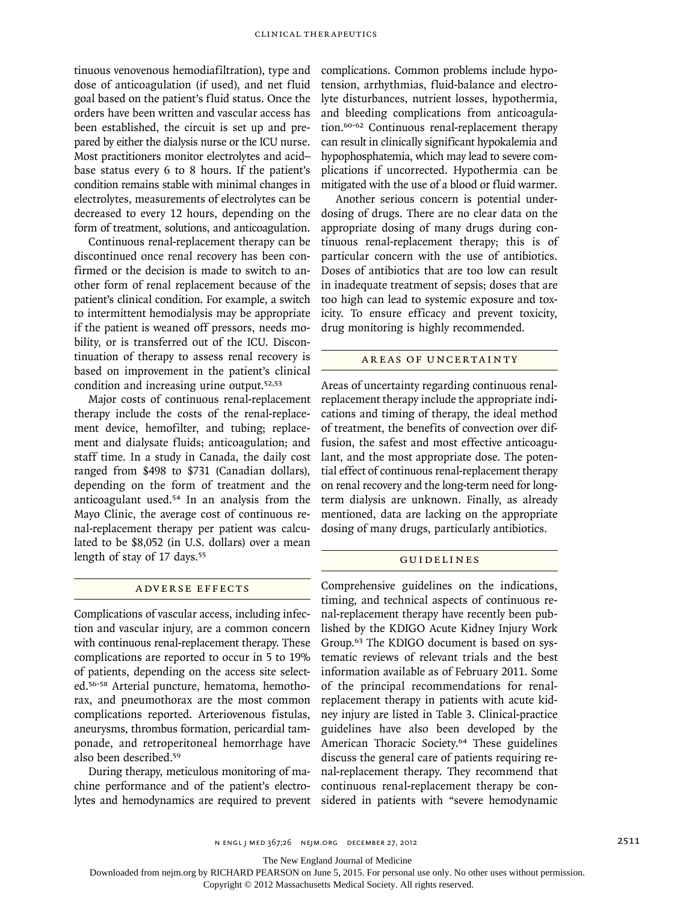tinuous venovenous hemodiafiltration), type and dose of anticoagulation (if used), and net fluid goal based on the patient's fluid status. Once the orders have been written and vascular access has been established, the circuit is set up and prepared by either the dialysis nurse or the ICU nurse. Most practitioners monitor electrolytes and acid–base status every 6 to 8 hours. If the patient's condition remains stable with minimal changes in electrolytes, measurements of electrolytes can be decreased to every 12 hours, depending on the form of treatment, solutions, and anticoagulation.

Continuous renal-replacement therapy can be discontinued once renal recovery has been confirmed or the decision is made to switch to another form of renal replacement because of the patient's clinical condition. For example, a switch to intermittent hemodialysis may be appropriate if the patient is weaned off pressors, needs mobility, or is transferred out of the ICU. Discontinuation of therapy to assess renal recovery is based on improvement in the patient's clinical condition and increasing urine output.[52,53]

Major costs of continuous renal-replacement therapy include the costs of the renal-replacement device, hemofilter, and tubing; replacement and dialysate fluids; anticoagulation; and staff time. In a study in Canada, the daily cost ranged from $498 to $731 (Canadian dollars), depending on the form of treatment and the anticoagulant used.[54] In an analysis from the Mayo Clinic, the average cost of continuous renal-replacement therapy per patient was calculated to be $8,052 (in U.S. dollars) over a mean length of stay of 17 days.[55]

## ADVERSE EFFECTS

Complications of vascular access, including infection and vascular injury, are a common concern with continuous renal-replacement therapy. These complications are reported to occur in 5 to 19% of patients, depending on the access site selected.[56-58] Arterial puncture, hematoma, hemothorax, and pneumothorax are the most common complications reported. Arteriovenous fistulas, aneurysms, thrombus formation, pericardial tamponade, and retroperitoneal hemorrhage have also been described.[59]

During therapy, meticulous monitoring of machine performance and of the patient's electrolytes and hemodynamics are required to prevent complications. Common problems include hypotension, arrhythmias, fluid-balance and electrolyte disturbances, nutrient losses, hypothermia, and bleeding complications from anticoagulation.[60-62] Continuous renal-replacement therapy can result in clinically significant hypokalemia and hypophosphatemia, which may lead to severe complications if uncorrected. Hypothermia can be mitigated with the use of a blood or fluid warmer.

Another serious concern is potential underdosing of drugs. There are no clear data on the appropriate dosing of many drugs during continuous renal-replacement therapy; this is of particular concern with the use of antibiotics. Doses of antibiotics that are too low can result in inadequate treatment of sepsis; doses that are too high can lead to systemic exposure and toxicity. To ensure efficacy and prevent toxicity, drug monitoring is highly recommended.

## AREAS OF UNCERTAINTY

Areas of uncertainty regarding continuous renal-replacement therapy include the appropriate indications and timing of therapy, the ideal method of treatment, the benefits of convection over diffusion, the safest and most effective anticoagulant, and the most appropriate dose. The potential effect of continuous renal-replacement therapy on renal recovery and the long-term need for long-term dialysis are unknown. Finally, as already mentioned, data are lacking on the appropriate dosing of many drugs, particularly antibiotics.

## GUIDELINES

Comprehensive guidelines on the indications, timing, and technical aspects of continuous renal-replacement therapy have recently been published by the KDIGO Acute Kidney Injury Work Group.[63] The KDIGO document is based on systematic reviews of relevant trials and the best information available as of February 2011. Some of the principal recommendations for renal-replacement therapy in patients with acute kidney injury are listed in Table 3. Clinical-practice guidelines have also been developed by the American Thoracic Society.[64] These guidelines discuss the general care of patients requiring renal-replacement therapy. They recommend that continuous renal-replacement therapy be considered in patients with "severe hemodynamic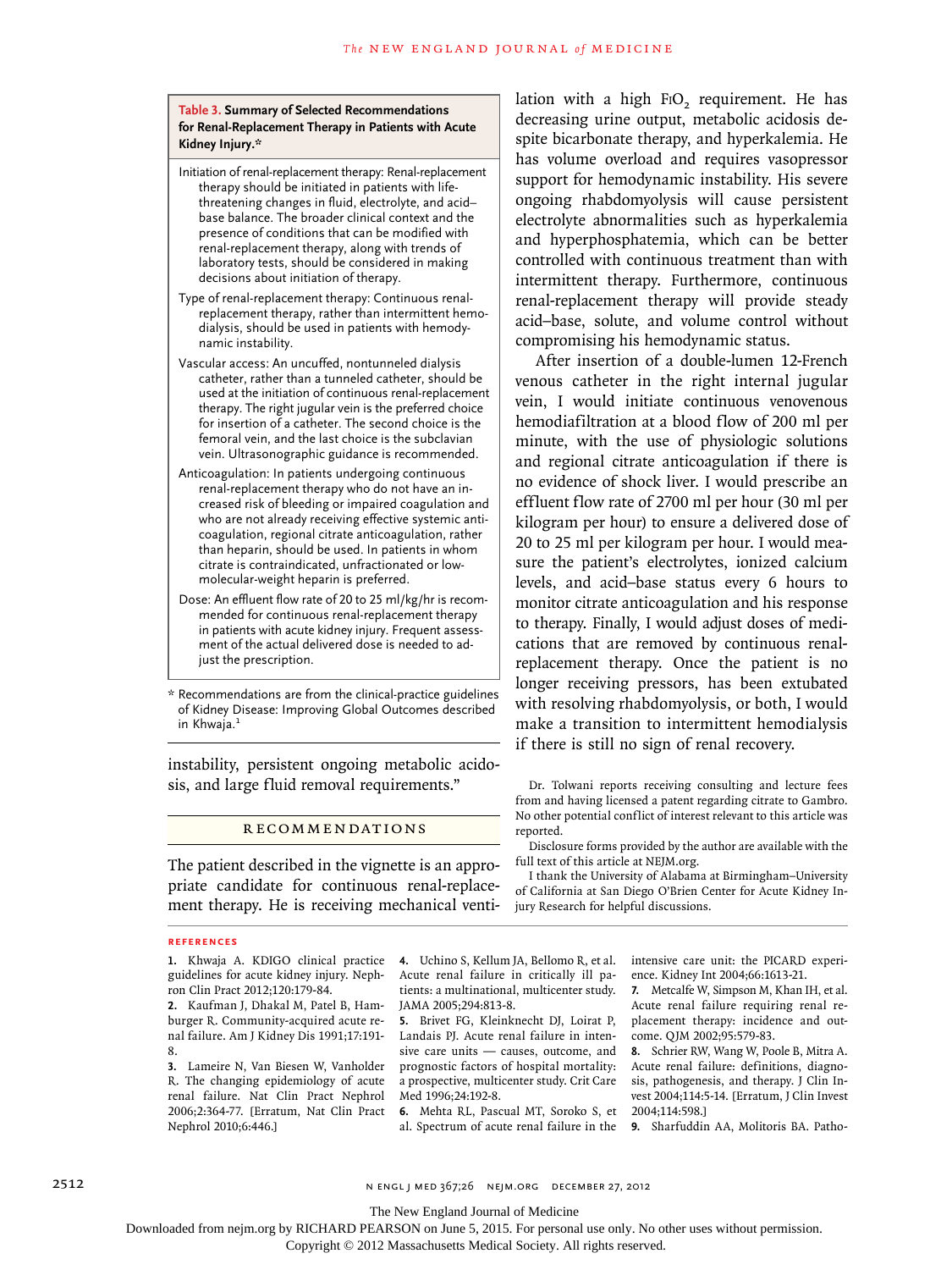**Table 3. Summary of Selected Recommendations for Renal-Replacement Therapy in Patients with Acute Kidney Injury.***

Initiation of renal-replacement therapy: Renal-replacement therapy should be initiated in patients with life-threatening changes in fluid, electrolyte, and acid–base balance. The broader clinical context and the presence of conditions that can be modified with renal-replacement therapy, along with trends of laboratory tests, should be considered in making decisions about initiation of therapy.

Type of renal-replacement therapy: Continuous renal-replacement therapy, rather than intermittent hemodialysis, should be used in patients with hemodynamic instability.

Vascular access: An uncuffed, nontunneled dialysis catheter, rather than a tunneled catheter, should be used at the initiation of continuous renal-replacement therapy. The right jugular vein is the preferred choice for insertion of a catheter. The second choice is the femoral vein, and the last choice is the subclavian vein. Ultrasonographic guidance is recommended.

Anticoagulation: In patients undergoing continuous renal-replacement therapy who do not have an increased risk of bleeding or impaired coagulation and who are not already receiving effective systemic anticoagulation, regional citrate anticoagulation, rather than heparin, should be used. In patients in whom citrate is contraindicated, unfractionated or low-molecular-weight heparin is preferred.

Dose: An effluent flow rate of 20 to 25 ml/kg/hr is recommended for continuous renal-replacement therapy in patients with acute kidney injury. Frequent assessment of the actual delivered dose is needed to adjust the prescription.

\* Recommendations are from the clinical-practice guidelines of Kidney Disease: Improving Global Outcomes described in Khwaja.[1]

instability, persistent ongoing metabolic acidosis, and large fluid removal requirements."

## RECOMMENDATIONS

The patient described in the vignette is an appropriate candidate for continuous renal-replacement therapy. He is receiving mechanical ventilation with a high $FIO_2$ requirement. He has decreasing urine output, metabolic acidosis despite bicarbonate therapy, and hyperkalemia. He has volume overload and requires vasopressor support for hemodynamic instability. His severe ongoing rhabdomyolysis will cause persistent electrolyte abnormalities such as hyperkalemia and hyperphosphatemia, which can be better controlled with continuous treatment than with intermittent therapy. Furthermore, continuous renal-replacement therapy will provide steady acid–base, solute, and volume control without compromising his hemodynamic status.

After insertion of a double-lumen 12-French venous catheter in the right internal jugular vein, I would initiate continuous venovenous hemodiafiltration at a blood flow of 200 ml per minute, with the use of physiologic solutions and regional citrate anticoagulation if there is no evidence of shock liver. I would prescribe an effluent flow rate of 2700 ml per hour (30 ml per kilogram per hour) to ensure a delivered dose of 20 to 25 ml per kilogram per hour. I would measure the patient's electrolytes, ionized calcium levels, and acid–base status every 6 hours to monitor citrate anticoagulation and his response to therapy. Finally, I would adjust doses of medications that are removed by continuous renal-replacement therapy. Once the patient is no longer receiving pressors, has been extubated with resolving rhabdomyolysis, or both, I would make a transition to intermittent hemodialysis if there is still no sign of renal recovery.

Dr. Tolwani reports receiving consulting and lecture fees from and having licensed a patent regarding citrate to Gambro. No other potential conflict of interest relevant to this article was reported.

Disclosure forms provided by the author are available with the full text of this article at NEJM.org.

I thank the University of Alabama at Birmingham–University of California at San Diego O'Brien Center for Acute Kidney Injury Research for helpful discussions.

### REFERENCES

1. Khwaja A. KDIGO clinical practice guidelines for acute kidney injury. Nephron Clin Pract 2012;120:179-84.
2. Kaufman J, Dhakal M, Patel B, Hamburger R. Community-acquired acute renal failure. Am J Kidney Dis 1991;17:191-8.
3. Lameire N, Van Biesen W, Vanholder R. The changing epidemiology of acute renal failure. Nat Clin Pract Nephrol 2006;2:364-77. [Erratum, Nat Clin Pract Nephrol 2010;6:446.]
4. Uchino S, Kellum JA, Bellomo R, et al. Acute renal failure in critically ill patients: a multinational, multicenter study. JAMA 2005;294:813-8.
5. Brivet FG, Kleinknecht DJ, Loirat P, Landais PJ. Acute renal failure in intensive care units — causes, outcome, and prognostic factors of hospital mortality: a prospective, multicenter study. Crit Care Med 1996;24:192-8.
6. Mehta RL, Pascual MT, Soroko S, et al. Spectrum of acute renal failure in the intensive care unit: the PICARD experience. Kidney Int 2004;66:1613-21.
7. Metcalfe W, Simpson M, Khan IH, et al. Acute renal failure requiring renal replacement therapy: incidence and outcome. QJM 2002;95:579-83.
8. Schrier RW, Wang W, Poole B, Mitra A. Acute renal failure: definitions, diagnosis, pathogenesis, and therapy. J Clin Invest 2004;114:5-14. [Erratum, J Clin Invest 2004;114:598.]
9. Sharfuddin AA, Molitoris BA. Patho-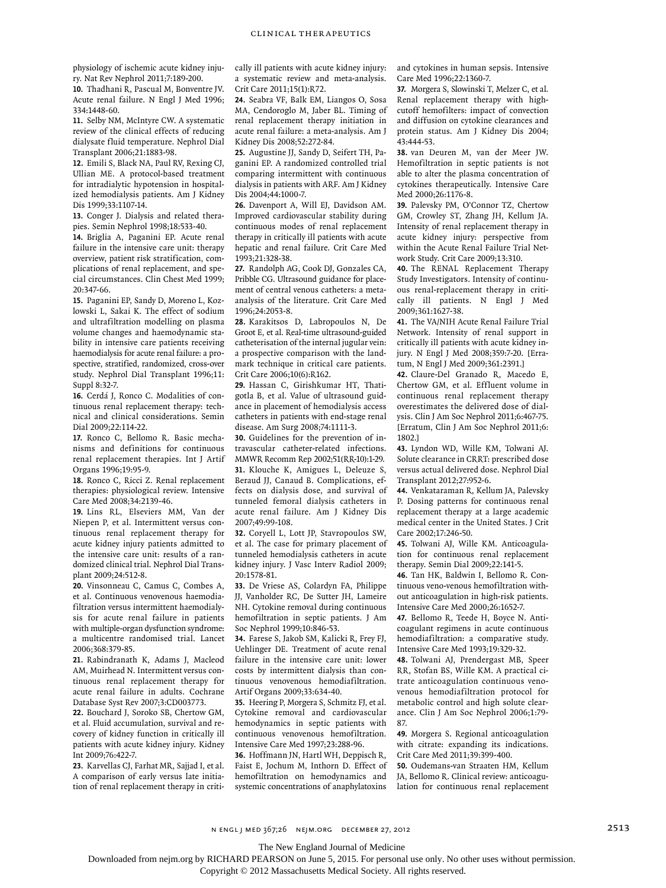physiology of ischemic acute kidney injury. Nat Rev Nephrol 2011;7:189-200.

**10.** Thadhani R, Pascual M, Bonventre JV. Acute renal failure. N Engl J Med 1996; 334:1448-60.

**11.** Selby NM, McIntyre CW. A systematic review of the clinical effects of reducing dialysate fluid temperature. Nephrol Dial Transplant 2006;21:1883-98.

**12.** Emili S, Black NA, Paul RV, Rexing CJ, Ullian ME. A protocol-based treatment for intradialytic hypotension in hospitalized hemodialysis patients. Am J Kidney Dis 1999;33:1107-14.

**13.** Conger J. Dialysis and related therapies. Semin Nephrol 1998;18:533-40.

**14.** Briglia A, Paganini EP. Acute renal failure in the intensive care unit: therapy overview, patient risk stratification, complications of renal replacement, and special circumstances. Clin Chest Med 1999; 20:347-66.

**15.** Paganini EP, Sandy D, Moreno L, Kozlowski L, Sakai K. The effect of sodium and ultrafiltration modelling on plasma volume changes and haemodynamic stability in intensive care patients receiving haemodialysis for acute renal failure: a prospective, stratified, randomized, cross-over study. Nephrol Dial Transplant 1996;11: Suppl 8:32-7.

**16.** Cerdá J, Ronco C. Modalities of continuous renal replacement therapy: technical and clinical considerations. Semin Dial 2009;22:114-22.

**17.** Ronco C, Bellomo R. Basic mechanisms and definitions for continuous renal replacement therapies. Int J Artif Organs 1996;19:95-9.

**18.** Ronco C, Ricci Z. Renal replacement therapies: physiological review. Intensive Care Med 2008;34:2139-46.

**19.** Lins RL, Elseviers MM, Van der Niepen P, et al. Intermittent versus continuous renal replacement therapy for acute kidney injury patients admitted to the intensive care unit: results of a randomized clinical trial. Nephrol Dial Transplant 2009;24:512-8.

**20.** Vinsonneau C, Camus C, Combes A, et al. Continuous venovenous haemodiafiltration versus intermittent haemodialysis for acute renal failure in patients with multiple-organ dysfunction syndrome: a multicentre randomised trial. Lancet 2006;368:379-85.

**21.** Rabindranath K, Adams J, Macleod AM, Muirhead N. Intermittent versus continuous renal replacement therapy for acute renal failure in adults. Cochrane Database Syst Rev 2007;3:CD003773.

**22.** Bouchard J, Soroko SB, Chertow GM, et al. Fluid accumulation, survival and recovery of kidney function in critically ill patients with acute kidney injury. Kidney Int 2009;76:422-7.

**23.** Karvellas CJ, Farhat MR, Sajjad I, et al. A comparison of early versus late initiation of renal replacement therapy in critically ill patients with acute kidney injury: a systematic review and meta-analysis. Crit Care 2011;15(1):R72.

**24.** Seabra VF, Balk EM, Liangos O, Sosa MA, Cendoroglo M, Jaber BL. Timing of renal replacement therapy initiation in acute renal failure: a meta-analysis. Am J Kidney Dis 2008;52:272-84.

**25.** Augustine JJ, Sandy D, Seifert TH, Paganini EP. A randomized controlled trial comparing intermittent with continuous dialysis in patients with ARF. Am J Kidney Dis 2004;44:1000-7.

**26.** Davenport A, Will EJ, Davidson AM. Improved cardiovascular stability during continuous modes of renal replacement therapy in critically ill patients with acute hepatic and renal failure. Crit Care Med 1993;21:328-38.

**27.** Randolph AG, Cook DJ, Gonzales CA, Pribble CG. Ultrasound guidance for placement of central venous catheters: a meta-analysis of the literature. Crit Care Med 1996;24:2053-8.

**28.** Karakitsos D, Labropoulos N, De Groot E, et al. Real-time ultrasound-guided catheterisation of the internal jugular vein: a prospective comparison with the landmark technique in critical care patients. Crit Care 2006;10(6):R162.

**29.** Hassan C, Girishkumar HT, Thatigotla B, et al. Value of ultrasound guidance in placement of hemodialysis access catheters in patients with end-stage renal disease. Am Surg 2008;74:1111-3.

**30.** Guidelines for the prevention of intravascular catheter-related infections. MMWR Recomm Rep 2002;51(RR-10):1-29.

**31.** Klouche K, Amigues L, Deleuze S, Beraud JJ, Canaud B. Complications, effects on dialysis dose, and survival of tunneled femoral dialysis catheters in acute renal failure. Am J Kidney Dis 2007;49:99-108.

**32.** Coryell L, Lott JP, Stavropoulos SW, et al. The case for primary placement of tunneled hemodialysis catheters in acute kidney injury. J Vasc Interv Radiol 2009; 20:1578-81.

**33.** De Vriese AS, Colardyn FA, Philippe JJ, Vanholder RC, De Sutter JH, Lameire NH. Cytokine removal during continuous hemofiltration in septic patients. J Am Soc Nephrol 1999;10:846-53.

**34.** Farese S, Jakob SM, Kalicki R, Frey FJ, Uehlinger DE. Treatment of acute renal failure in the intensive care unit: lower costs by intermittent dialysis than continuous venovenous hemodiafiltration. Artif Organs 2009;33:634-40.

**35.** Heering P, Morgera S, Schmitz FJ, et al. Cytokine removal and cardiovascular hemodynamics in septic patients with continuous venovenous hemofiltration. Intensive Care Med 1997;23:288-96.

**36.** Hoffmann JN, Hartl WH, Deppisch R, Faist E, Jochum M, Inthorn D. Effect of hemofiltration on hemodynamics and systemic concentrations of anaphylatoxins and cytokines in human sepsis. Intensive Care Med 1996;22:1360-7.

**37.** Morgera S, Slowinski T, Melzer C, et al. Renal replacement therapy with high-cutoff hemofilters: impact of convection and diffusion on cytokine clearances and protein status. Am J Kidney Dis 2004; 43:444-53.

**38.** van Deuren M, van der Meer JW. Hemofiltration in septic patients is not able to alter the plasma concentration of cytokines therapeutically. Intensive Care Med 2000;26:1176-8.

**39.** Palevsky PM, O'Connor TZ, Chertow GM, Crowley ST, Zhang JH, Kellum JA. Intensity of renal replacement therapy in acute kidney injury: perspective from within the Acute Renal Failure Trial Network Study. Crit Care 2009;13:310.

**40.** The RENAL Replacement Therapy Study Investigators. Intensity of continuous renal-replacement therapy in critically ill patients. N Engl J Med 2009;361:1627-38.

**41.** The VA/NIH Acute Renal Failure Trial Network. Intensity of renal support in critically ill patients with acute kidney injury. N Engl J Med 2008;359:7-20. [Erratum, N Engl J Med 2009;361:2391.]

**42.** Claure-Del Granado R, Macedo E, Chertow GM, et al. Effluent volume in continuous renal replacement therapy overestimates the delivered dose of dialysis. Clin J Am Soc Nephrol 2011;6:467-75. [Erratum, Clin J Am Soc Nephrol 2011;6: 1802.]

**43.** Lyndon WD, Wille KM, Tolwani AJ. Solute clearance in CRRT: prescribed dose versus actual delivered dose. Nephrol Dial Transplant 2012;27:952-6.

**44.** Venkataraman R, Kellum JA, Palevsky P. Dosing patterns for continuous renal replacement therapy at a large academic medical center in the United States. J Crit Care 2002;17:246-50.

**45.** Tolwani AJ, Wille KM. Anticoagulation for continuous renal replacement therapy. Semin Dial 2009;22:141-5.

**46.** Tan HK, Baldwin I, Bellomo R. Continuous veno-venous hemofiltration without anticoagulation in high-risk patients. Intensive Care Med 2000;26:1652-7.

**47.** Bellomo R, Teede H, Boyce N. Anticoagulant regimens in acute continuous hemodiafiltration: a comparative study. Intensive Care Med 1993;19:329-32.

**48.** Tolwani AJ, Prendergast MB, Speer RR, Stofan BS, Wille KM. A practical citrate anticoagulation continuous venovenous hemodiafiltration protocol for metabolic control and high solute clearance. Clin J Am Soc Nephrol 2006;1:79-87.

**49.** Morgera S. Regional anticoagulation with citrate: expanding its indications. Crit Care Med 2011;39:399-400.

**50.** Oudemans-van Straaten HM, Kellum JA, Bellomo R. Clinical review: anticoagulation for continuous renal replacement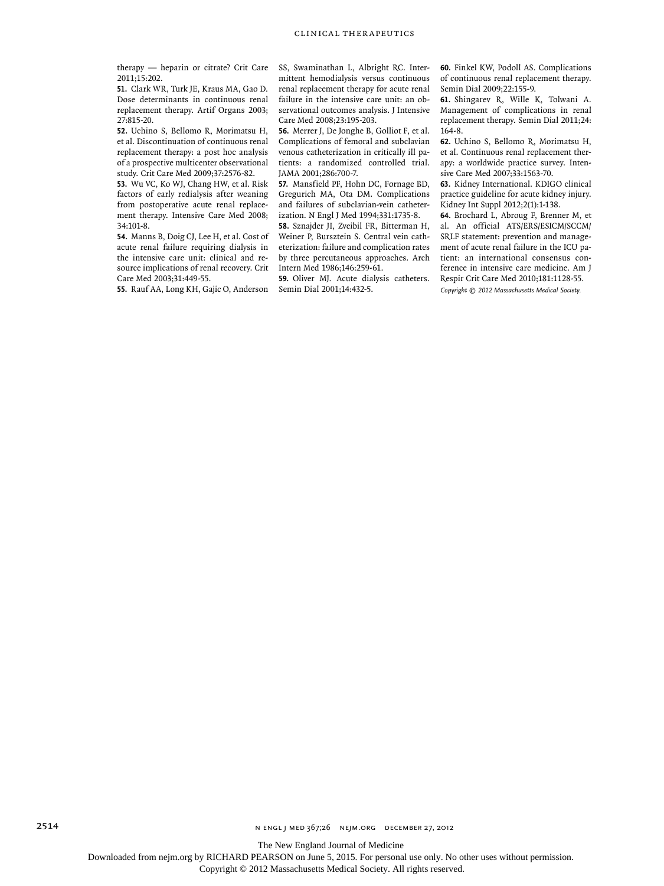therapy — heparin or citrate? Crit Care 2011;15:202.

**51.** Clark WR, Turk JE, Kraus MA, Gao D. Dose determinants in continuous renal replacement therapy. Artif Organs 2003; 27:815-20.

**52.** Uchino S, Bellomo R, Morimatsu H, et al. Discontinuation of continuous renal replacement therapy: a post hoc analysis of a prospective multicenter observational study. Crit Care Med 2009;37:2576-82.

**53.** Wu VC, Ko WJ, Chang HW, et al. Risk factors of early redialysis after weaning from postoperative acute renal replacement therapy. Intensive Care Med 2008; 34:101-8.

**54.** Manns B, Doig CJ, Lee H, et al. Cost of acute renal failure requiring dialysis in the intensive care unit: clinical and resource implications of renal recovery. Crit Care Med 2003;31:449-55.

**55.** Rauf AA, Long KH, Gajic O, Anderson SS, Swaminathan L, Albright RC. Intermittent hemodialysis versus continuous renal replacement therapy for acute renal failure in the intensive care unit: an observational outcomes analysis. J Intensive Care Med 2008;23:195-203.

**56.** Merrer J, De Jonghe B, Golliot F, et al. Complications of femoral and subclavian venous catheterization in critically ill patients: a randomized controlled trial. JAMA 2001;286:700-7.

**57.** Mansfield PF, Hohn DC, Fornage BD, Gregurich MA, Ota DM. Complications and failures of subclavian-vein catheterization. N Engl J Med 1994;331:1735-8.

**58.** Sznajder JI, Zveibil FR, Bitterman H, Weiner P, Bursztein S. Central vein catheterization: failure and complication rates by three percutaneous approaches. Arch Intern Med 1986;146:259-61.

**59.** Oliver MJ. Acute dialysis catheters. Semin Dial 2001;14:432-5.

**60.** Finkel KW, Podoll AS. Complications of continuous renal replacement therapy. Semin Dial 2009;22:155-9.

**61.** Shingarev R, Wille K, Tolwani A. Management of complications in renal replacement therapy. Semin Dial 2011;24: 164-8.

**62.** Uchino S, Bellomo R, Morimatsu H, et al. Continuous renal replacement therapy: a worldwide practice survey. Intensive Care Med 2007;33:1563-70.

**63.** Kidney International. KDIGO clinical practice guideline for acute kidney injury. Kidney Int Suppl 2012;2(1):1-138.

**64.** Brochard L, Abroug F, Brenner M, et al. An official ATS/ERS/ESICM/SCCM/SRLF statement: prevention and management of acute renal failure in the ICU patient: an international consensus conference in intensive care medicine. Am J Respir Crit Care Med 2010;181:1128-55.

*Copyright © 2012 Massachusetts Medical Society.*